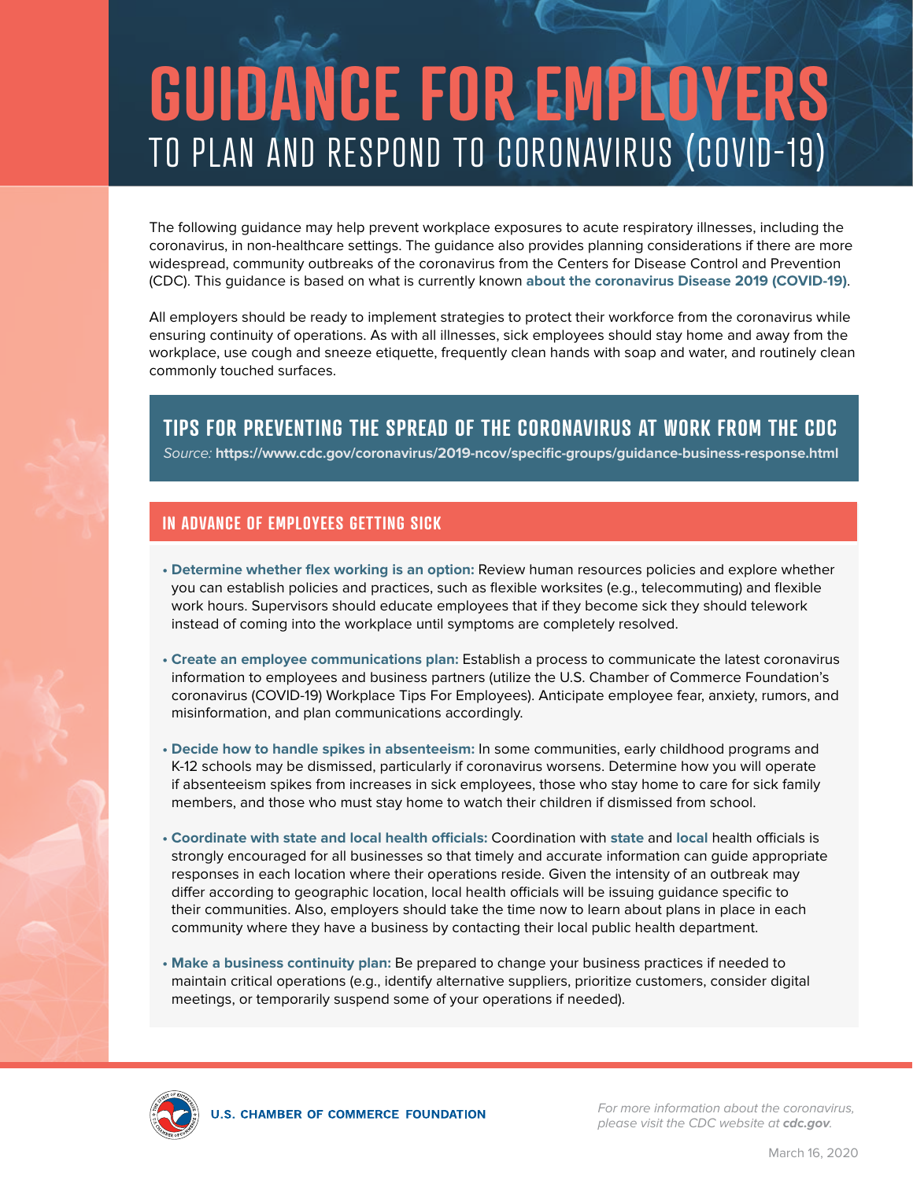# GUIDANCE FOR EMPLOYERS

## TO PLAN AND RESPOND TO CORONAVIRUS (COVID-19)

The following guidance may help prevent workplace exposures to acute respiratory illnesses, including the coronavirus, in non-healthcare settings. The guidance also provides planning considerations if there are more widespread, community outbreaks of the coronavirus from the Centers for Disease Control and Prevention (CDC). This guidance is based on what is currently known **about the coronavirus Disease 2019 (COVID-19)**.

All employers should be ready to implement strategies to protect their workforce from the coronavirus while ensuring continuity of operations. As with all illnesses, sick employees should stay home and away from the workplace, use cough and sneeze etiquette, frequently clean hands with soap and water, and routinely clean commonly touched surfaces.

## TIPS FOR PREVENTING THE SPREAD OF THE CORONAVIRUS AT WORK FROM THE CDC

*Source:* **https://www.cdc.gov/coronavirus/2019-ncov/specific-groups/guidance-business-response.html**

### IN ADVANCE OF EMPLOYEES GETTING SICK

- **Determine whether flex working is an option:** Review human resources policies and explore whether you can establish policies and practices, such as flexible worksites (e.g., telecommuting) and flexible work hours. Supervisors should educate employees that if they become sick they should telework instead of coming into the workplace until symptoms are completely resolved.
- **Create an employee communications plan:** Establish a process to communicate the latest coronavirus information to employees and business partners (utilize the U.S. Chamber of Commerce Foundation's coronavirus (COVID-19) Workplace Tips For Employees). Anticipate employee fear, anxiety, rumors, and misinformation, and plan communications accordingly.
- **Decide how to handle spikes in absenteeism:** In some communities, early childhood programs and K-12 schools may be dismissed, particularly if coronavirus worsens. Determine how you will operate if absenteeism spikes from increases in sick employees, those who stay home to care for sick family members, and those who must stay home to watch their children if dismissed from school.
- **Coordinate with state and local health officials:** Coordination with **state** and **local** health officials is strongly encouraged for all businesses so that timely and accurate information can guide appropriate responses in each location where their operations reside. Given the intensity of an outbreak may differ according to geographic location, local health officials will be issuing guidance specific to their communities. Also, employers should take the time now to learn about plans in place in each community where they have a business by contacting their local public health department.
- **Make a business continuity plan:** Be prepared to change your business practices if needed to maintain critical operations (e.g., identify alternative suppliers, prioritize customers, consider digital meetings, or temporarily suspend some of your operations if needed).

U.S. CHAMBER OF COMMERCE FOUNDATION

*For more information about the coronavirus, please visit the CDC website at **cdc.gov**.*

March 16, 2020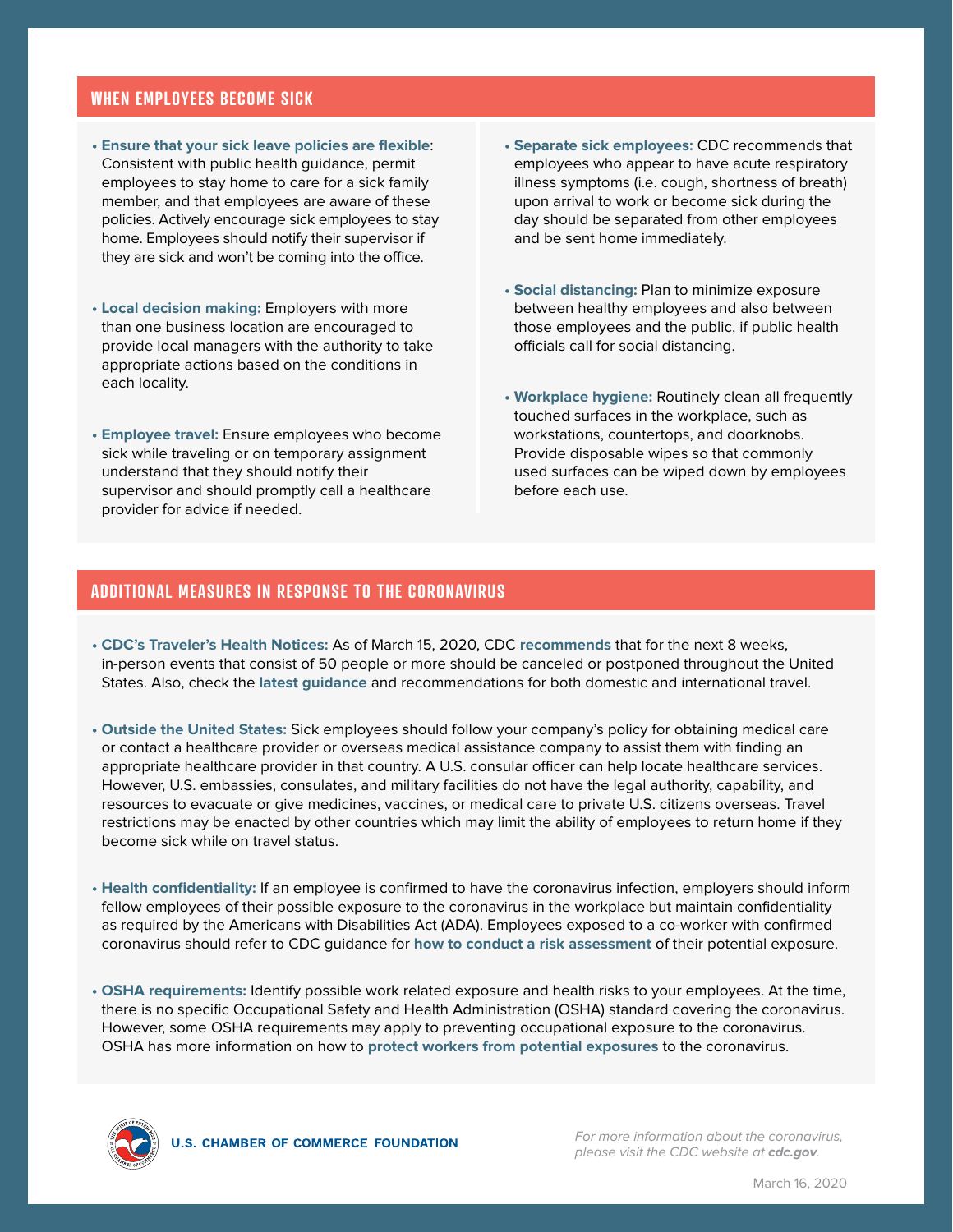## WHEN EMPLOYEES BECOME SICK

- **Ensure that your sick leave policies are flexible**: Consistent with public health guidance, permit employees to stay home to care for a sick family member, and that employees are aware of these policies. Actively encourage sick employees to stay home. Employees should notify their supervisor if they are sick and won't be coming into the office.

- **Local decision making:** Employers with more than one business location are encouraged to provide local managers with the authority to take appropriate actions based on the conditions in each locality.

- **Employee travel:** Ensure employees who become sick while traveling or on temporary assignment understand that they should notify their supervisor and should promptly call a healthcare provider for advice if needed.

- **Separate sick employees:** CDC recommends that employees who appear to have acute respiratory illness symptoms (i.e. cough, shortness of breath) upon arrival to work or become sick during the day should be separated from other employees and be sent home immediately.

- **Social distancing:** Plan to minimize exposure between healthy employees and also between those employees and the public, if public health officials call for social distancing.

- **Workplace hygiene:** Routinely clean all frequently touched surfaces in the workplace, such as workstations, countertops, and doorknobs. Provide disposable wipes so that commonly used surfaces can be wiped down by employees before each use.

## ADDITIONAL MEASURES IN RESPONSE TO THE CORONAVIRUS

- **CDC's Traveler's Health Notices:** As of March 15, 2020, CDC **recommends** that for the next 8 weeks, in-person events that consist of 50 people or more should be canceled or postponed throughout the United States. Also, check the **latest guidance** and recommendations for both domestic and international travel.

- **Outside the United States:** Sick employees should follow your company's policy for obtaining medical care or contact a healthcare provider or overseas medical assistance company to assist them with finding an appropriate healthcare provider in that country. A U.S. consular officer can help locate healthcare services. However, U.S. embassies, consulates, and military facilities do not have the legal authority, capability, and resources to evacuate or give medicines, vaccines, or medical care to private U.S. citizens overseas. Travel restrictions may be enacted by other countries which may limit the ability of employees to return home if they become sick while on travel status.

- **Health confidentiality:** If an employee is confirmed to have the coronavirus infection, employers should inform fellow employees of their possible exposure to the coronavirus in the workplace but maintain confidentiality as required by the Americans with Disabilities Act (ADA). Employees exposed to a co-worker with confirmed coronavirus should refer to CDC guidance for **how to conduct a risk assessment** of their potential exposure.

- **OSHA requirements:** Identify possible work related exposure and health risks to your employees. At the time, there is no specific Occupational Safety and Health Administration (OSHA) standard covering the coronavirus. However, some OSHA requirements may apply to preventing occupational exposure to the coronavirus. OSHA has more information on how to **protect workers from potential exposures** to the coronavirus.

**U.S. CHAMBER OF COMMERCE FOUNDATION**

*For more information about the coronavirus, please visit the CDC website at **cdc.gov**.*

March 16, 2020